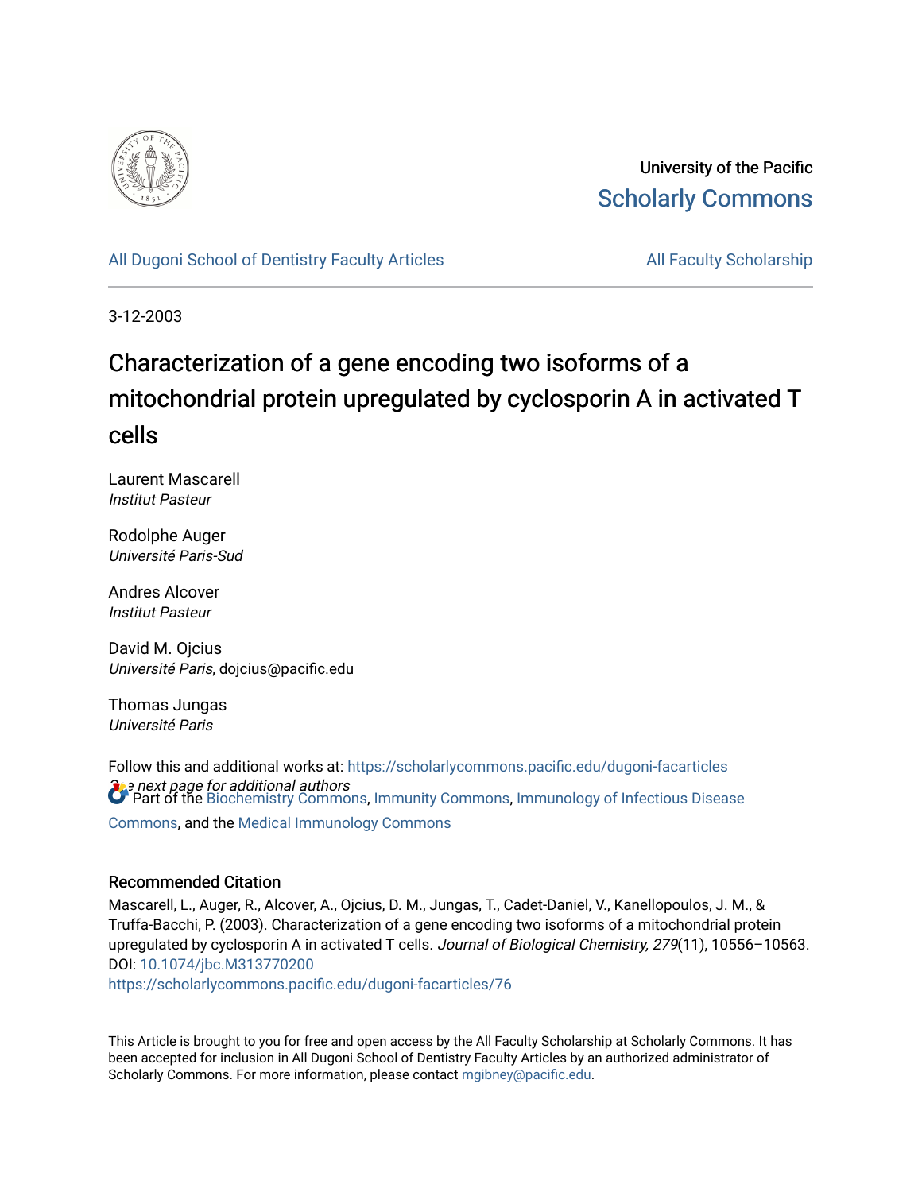University of the Pacific
Scholarly Commons

All Dugoni School of Dentistry Faculty Articles

All Faculty Scholarship

3-12-2003

# Characterization of a gene encoding two isoforms of a mitochondrial protein upregulated by cyclosporin A in activated T cells

Laurent Mascarell
*Institut Pasteur*

Rodolphe Auger
*Université Paris-Sud*

Andres Alcover
*Institut Pasteur*

David M. Ojcius
*Université Paris*, dojcius@pacific.edu

Thomas Jungas
*Université Paris*

*See next page for additional authors*

Follow this and additional works at: https://scholarlycommons.pacific.edu/dugoni-facarticles

Part of the Biochemistry Commons, Immunity Commons, Immunology of Infectious Disease Commons, and the Medical Immunology Commons

## Recommended Citation

Mascarell, L., Auger, R., Alcover, A., Ojcius, D. M., Jungas, T., Cadet-Daniel, V., Kanellopoulos, J. M., & Truffa-Bacchi, P. (2003). Characterization of a gene encoding two isoforms of a mitochondrial protein upregulated by cyclosporin A in activated T cells. *Journal of Biological Chemistry, 279*(11), 10556–10563. DOI: 10.1074/jbc.M313770200
https://scholarlycommons.pacific.edu/dugoni-facarticles/76

This Article is brought to you for free and open access by the All Faculty Scholarship at Scholarly Commons. It has been accepted for inclusion in All Dugoni School of Dentistry Faculty Articles by an authorized administrator of Scholarly Commons. For more information, please contact mgibney@pacific.edu.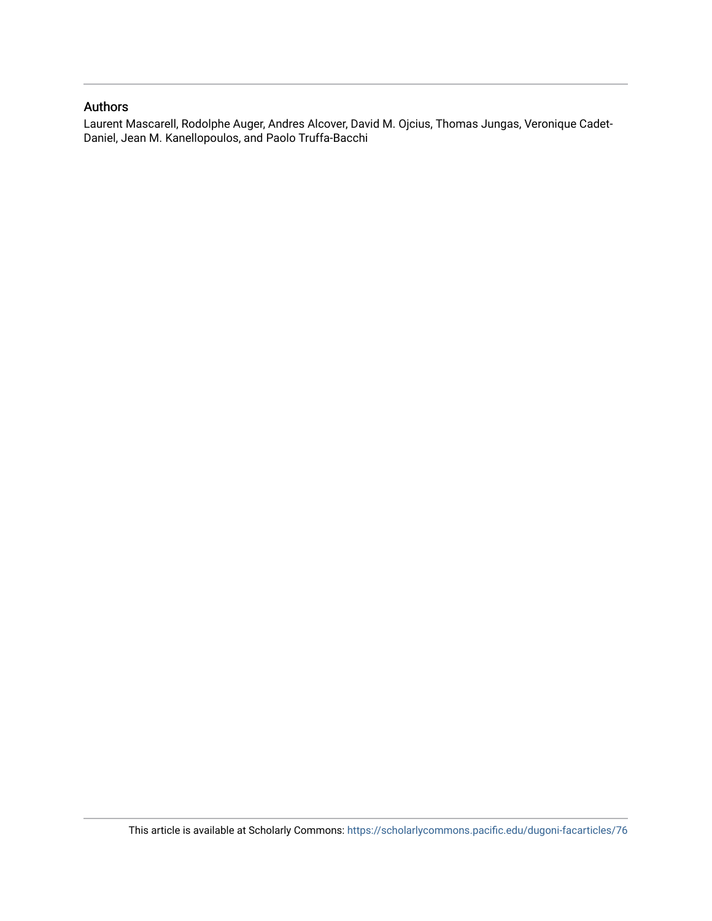## Authors

Laurent Mascarell, Rodolphe Auger, Andres Alcover, David M. Ojcius, Thomas Jungas, Veronique Cadet-Daniel, Jean M. Kanellopoulos, and Paolo Truffa-Bacchi

This article is available at Scholarly Commons: https://scholarlycommons.pacific.edu/dugoni-facarticles/76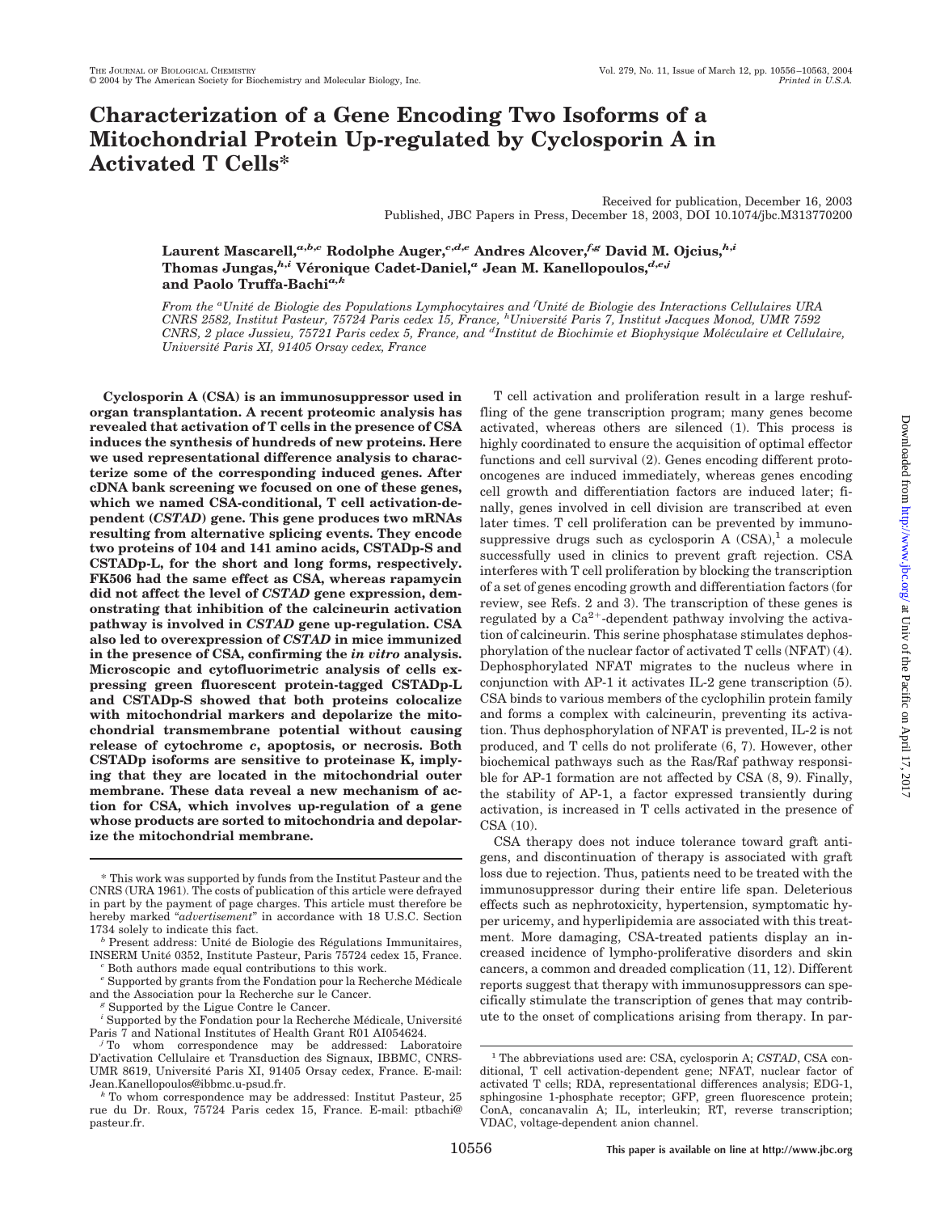# Characterization of a Gene Encoding Two Isoforms of a Mitochondrial Protein Up-regulated by Cyclosporin A in Activated T Cells*

Received for publication, December 16, 2003
Published, JBC Papers in Press, December 18, 2003, DOI 10.1074/jbc.M313770200

**Laurent Mascarell,[a,b,c] Rodolphe Auger,[c,d,e] Andres Alcover,[f,g] David M. Ojcius,[h,i] Thomas Jungas,[h,i] Véronique Cadet-Daniel,[a] Jean M. Kanellopoulos,[d,e,j] and Paolo Truffa-Bachi[a,k]**

*From the [a]Unité de Biologie des Populations Lymphocytaires and [f]Unité de Biologie des Interactions Cellulaires URA CNRS 2582, Institut Pasteur, 75724 Paris cedex 15, France, [h]Université Paris 7, Institut Jacques Monod, UMR 7592 CNRS, 2 place Jussieu, 75721 Paris cedex 5, France, and [d]Institut de Biochimie et Biophysique Moléculaire et Cellulaire, Université Paris XI, 91405 Orsay cedex, France*

**Cyclosporin A (CSA) is an immunosuppressor used in organ transplantation. A recent proteomic analysis has revealed that activation of T cells in the presence of CSA induces the synthesis of hundreds of new proteins. Here we used representational difference analysis to characterize some of the corresponding induced genes. After cDNA bank screening we focused on one of these genes, which we named CSA-conditional, T cell activation-dependent (*CSTAD*) gene. This gene produces two mRNAs resulting from alternative splicing events. They encode two proteins of 104 and 141 amino acids, CSTADp-S and CSTADp-L, for the short and long forms, respectively. FK506 had the same effect as CSA, whereas rapamycin did not affect the level of *CSTAD* gene expression, demonstrating that inhibition of the calcineurin activation pathway is involved in *CSTAD* gene up-regulation. CSA also led to overexpression of *CSTAD* in mice immunized in the presence of CSA, confirming the *in vitro* analysis. Microscopic and cytofluorimetric analysis of cells expressing green fluorescent protein-tagged CSTADp-L and CSTADp-S showed that both proteins colocalize with mitochondrial markers and depolarize the mitochondrial transmembrane potential without causing release of cytochrome *c*, apoptosis, or necrosis. Both CSTADp isoforms are sensitive to proteinase K, implying that they are located in the mitochondrial outer membrane. These data reveal a new mechanism of action for CSA, which involves up-regulation of a gene whose products are sorted to mitochondria and depolarize the mitochondrial membrane.**

T cell activation and proliferation result in a large reshuffling of the gene transcription program; many genes become activated, whereas others are silenced (1). This process is highly coordinated to ensure the acquisition of optimal effector functions and cell survival (2). Genes encoding different proto-oncogenes are induced immediately, whereas genes encoding cell growth and differentiation factors are induced later; finally, genes involved in cell division are transcribed at even later times. T cell proliferation can be prevented by immunosuppressive drugs such as cyclosporin A (CSA),[1] a molecule successfully used in clinics to prevent graft rejection. CSA interferes with T cell proliferation by blocking the transcription of a set of genes encoding growth and differentiation factors (for review, see Refs. 2 and 3). The transcription of these genes is regulated by a $Ca^{2+}$-dependent pathway involving the activation of calcineurin. This serine phosphatase stimulates dephosphorylation of the nuclear factor of activated T cells (NFAT) (4). Dephosphorylated NFAT migrates to the nucleus where in conjunction with AP-1 it activates IL-2 gene transcription (5). CSA binds to various members of the cyclophilin protein family and forms a complex with calcineurin, preventing its activation. Thus dephosphorylation of NFAT is prevented, IL-2 is not produced, and T cells do not proliferate (6, 7). However, other biochemical pathways such as the Ras/Raf pathway responsible for AP-1 formation are not affected by CSA (8, 9). Finally, the stability of AP-1, a factor expressed transiently during activation, is increased in T cells activated in the presence of CSA (10).

CSA therapy does not induce tolerance toward graft antigens, and discontinuation of therapy is associated with graft loss due to rejection. Thus, patients need to be treated with the immunosuppressor during their entire life span. Deleterious effects such as nephrotoxicity, hypertension, symptomatic hyper uricemy, and hyperlipidemia are associated with this treatment. More damaging, CSA-treated patients display an increased incidence of lympho-proliferative disorders and skin cancers, a common and dreaded complication (11, 12). Different reports suggest that therapy with immunosuppressors can specifically stimulate the transcription of genes that may contribute to the onset of complications arising from therapy. In par-

---

\* This work was supported by funds from the Institut Pasteur and the CNRS (URA 1961). The costs of publication of this article were defrayed in part by the payment of page charges. This article must therefore be hereby marked "*advertisement*" in accordance with 18 U.S.C. Section 1734 solely to indicate this fact.

[b] Present address: Unité de Biologie des Régulations Immunitaires, INSERM Unité 0352, Institute Pasteur, Paris 75724 cedex 15, France.

[c] Both authors made equal contributions to this work.

[e] Supported by grants from the Fondation pour la Recherche Médicale and the Association pour la Recherche sur le Cancer.

[g] Supported by the Ligue Contre le Cancer.

[i] Supported by the Fondation pour la Recherche Médicale, Université Paris 7 and National Institutes of Health Grant R01 AI054624.

[j] To whom correspondence may be addressed: Laboratoire D'activation Cellulaire et Transduction des Signaux, IBBMC, CNRS-UMR 8619, Université Paris XI, 91405 Orsay cedex, France. E-mail: Jean.Kanellopoulos@ibbmc.u-psud.fr.

[k] To whom correspondence may be addressed: Institut Pasteur, 25 rue du Dr. Roux, 75724 Paris cedex 15, France. E-mail: ptbachi@pasteur.fr.

[1] The abbreviations used are: CSA, cyclosporin A; *CSTAD*, CSA conditional, T cell activation-dependent gene; NFAT, nuclear factor of activated T cells; RDA, representational differences analysis; EDG-1, sphingosine 1-phosphate receptor; GFP, green fluorescence protein; ConA, concanavalin A; IL, interleukin; RT, reverse transcription; VDAC, voltage-dependent anion channel.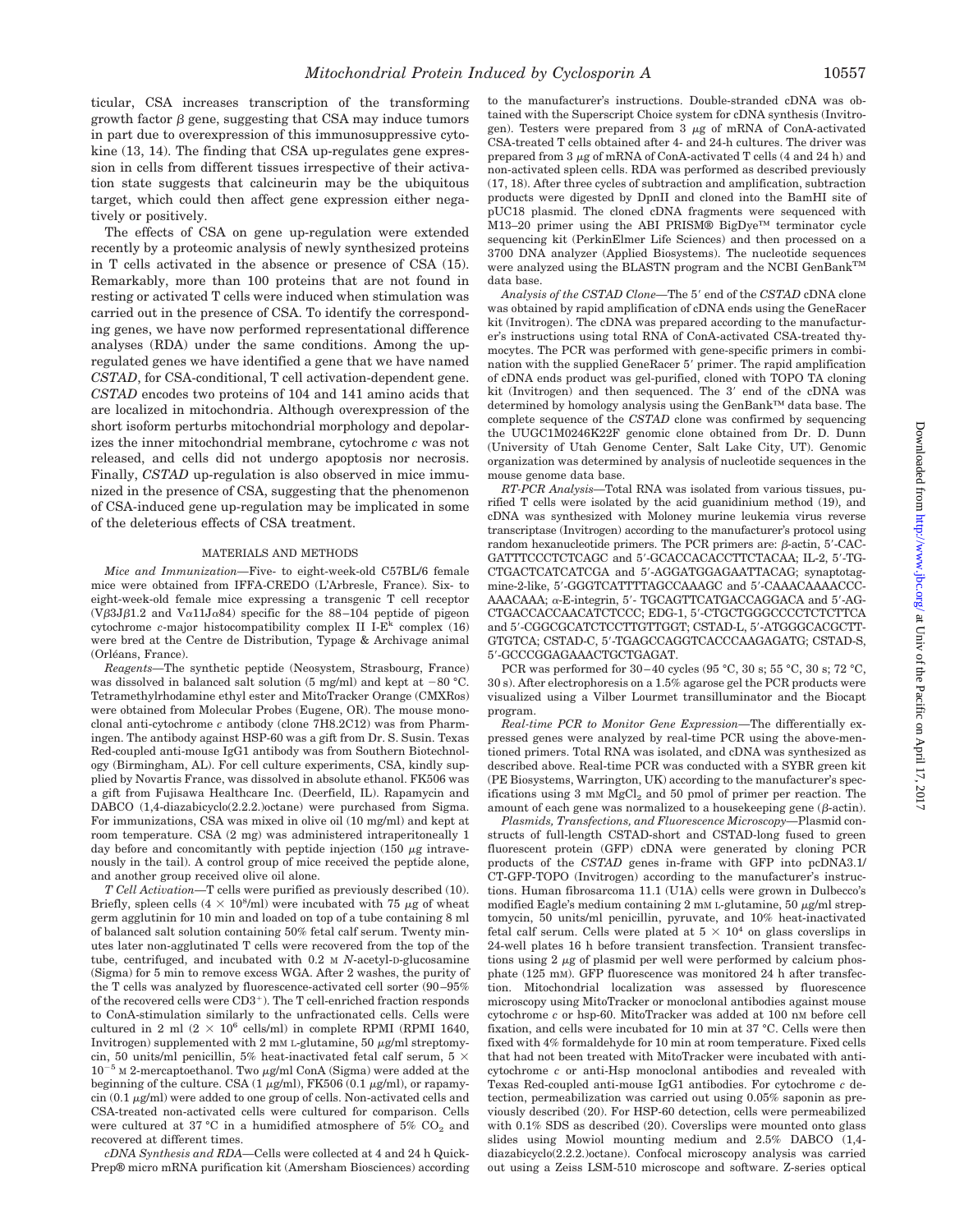ticular, CSA increases transcription of the transforming growth factor β gene, suggesting that CSA may induce tumors in part due to overexpression of this immunosuppressive cytokine (13, 14). The finding that CSA up-regulates gene expression in cells from different tissues irrespective of their activation state suggests that calcineurin may be the ubiquitous target, which could then affect gene expression either negatively or positively.

The effects of CSA on gene up-regulation were extended recently by a proteomic analysis of newly synthesized proteins in T cells activated in the absence or presence of CSA (15). Remarkably, more than 100 proteins that are not found in resting or activated T cells were induced when stimulation was carried out in the presence of CSA. To identify the corresponding genes, we have now performed representational difference analyses (RDA) under the same conditions. Among the up-regulated genes we have identified a gene that we have named *CSTAD*, for CSA-conditional, T cell activation-dependent gene. *CSTAD* encodes two proteins of 104 and 141 amino acids that are localized in mitochondria. Although overexpression of the short isoform perturbs mitochondrial morphology and depolarizes the inner mitochondrial membrane, cytochrome *c* was not released, and cells did not undergo apoptosis nor necrosis. Finally, *CSTAD* up-regulation is also observed in mice immunized in the presence of CSA, suggesting that the phenomenon of CSA-induced gene up-regulation may be implicated in some of the deleterious effects of CSA treatment.

## MATERIALS AND METHODS

*Mice and Immunization*—Five- to eight-week-old C57BL/6 female mice were obtained from IFFA-CREDO (L'Arbresle, France). Six- to eight-week-old female mice expressing a transgenic T cell receptor (Vβ3Jβ1.2 and Vα11Jα84) specific for the 88–104 peptide of pigeon cytochrome *c*-major histocompatibility complex II I-$E^k$ complex (16) were bred at the Centre de Distribution, Typage & Archivage animal (Orléans, France).

*Reagents*—The synthetic peptide (Neosystem, Strasbourg, France) was dissolved in balanced salt solution (5 mg/ml) and kept at −80 °C. Tetramethylrhodamine ethyl ester and MitoTracker Orange (CMXRos) were obtained from Molecular Probes (Eugene, OR). The mouse monoclonal anti-cytochrome *c* antibody (clone 7H8.2C12) was from Pharmingen. The antibody against HSP-60 was a gift from Dr. S. Susin. Texas Red-coupled anti-mouse IgG1 antibody was from Southern Biotechnology (Birmingham, AL). For cell culture experiments, CSA, kindly supplied by Novartis France, was dissolved in absolute ethanol. FK506 was a gift from Fujisawa Healthcare Inc. (Deerfield, IL). Rapamycin and DABCO (1,4-diazabicyclo(2.2.2.)octane) were purchased from Sigma. For immunizations, CSA was mixed in olive oil (10 mg/ml) and kept at room temperature. CSA (2 mg) was administered intraperitoneally 1 day before and concomitantly with peptide injection (150 μg intravenously in the tail). A control group of mice received the peptide alone, and another group received olive oil alone.

*T Cell Activation*—T cells were purified as previously described (10). Briefly, spleen cells ($4 \times 10^8$/ml) were incubated with 75 μg of wheat germ agglutinin for 10 min and loaded on top of a tube containing 8 ml of balanced salt solution containing 50% fetal calf serum. Twenty minutes later non-agglutinated T cells were recovered from the top of the tube, centrifuged, and incubated with 0.2 M *N*-acetyl-D-glucosamine (Sigma) for 5 min to remove excess WGA. After 2 washes, the purity of the T cells was analyzed by fluorescence-activated cell sorter (90–95% of the recovered cells were $CD3^+$). The T cell-enriched fraction responds to ConA-stimulation similarly to the unfractionated cells. Cells were cultured in 2 ml ($2 \times 10^6$ cells/ml) in complete RPMI (RPMI 1640, Invitrogen) supplemented with 2 mM L-glutamine, 50 μg/ml streptomycin, 50 units/ml penicillin, 5% heat-inactivated fetal calf serum, $5 \times 10^{-5}$ M 2-mercaptoethanol. Two μg/ml ConA (Sigma) were added at the beginning of the culture. CSA (1 μg/ml), FK506 (0.1 μg/ml), or rapamycin (0.1 μg/ml) were added to one group of cells. Non-activated cells and CSA-treated non-activated cells were cultured for comparison. Cells were cultured at 37 °C in a humidified atmosphere of 5% $CO_2$ and recovered at different times.

*cDNA Synthesis and RDA*—Cells were collected at 4 and 24 h Quick-Prep® micro mRNA purification kit (Amersham Biosciences) according to the manufacturer's instructions. Double-stranded cDNA was obtained with the Superscript Choice system for cDNA synthesis (Invitrogen). Testers were prepared from 3 μg of mRNA of ConA-activated CSA-treated T cells obtained after 4- and 24-h cultures. The driver was prepared from 3 μg of mRNA of ConA-activated T cells (4 and 24 h) and non-activated spleen cells. RDA was performed as described previously (17, 18). After three cycles of subtraction and amplification, subtraction products were digested by DpnII and cloned into the BamHI site of pUC18 plasmid. The cloned cDNA fragments were sequenced with M13–20 primer using the ABI PRISM® BigDye™ terminator cycle sequencing kit (PerkinElmer Life Sciences) and then processed on a 3700 DNA analyzer (Applied Biosystems). The nucleotide sequences were analyzed using the BLASTN program and the NCBI GenBank™ data base.

*Analysis of the CSTAD Clone*—The 5′ end of the *CSTAD* cDNA clone was obtained by rapid amplification of cDNA ends using the GeneRacer kit (Invitrogen). The cDNA was prepared according to the manufacturer's instructions using total RNA of ConA-activated CSA-treated thymocytes. The PCR was performed with gene-specific primers in combination with the supplied GeneRacer 5′ primer. The rapid amplification of cDNA ends product was gel-purified, cloned with TOPO TA cloning kit (Invitrogen) and then sequenced. The 3′ end of the cDNA was determined by homology analysis using the GenBank™ data base. The complete sequence of the *CSTAD* clone was confirmed by sequencing the UUGC1M0246K22F genomic clone obtained from Dr. D. Dunn (University of Utah Genome Center, Salt Lake City, UT). Genomic organization was determined by analysis of nucleotide sequences in the mouse genome data base.

*RT-PCR Analysis*—Total RNA was isolated from various tissues, purified T cells were isolated by the acid guanidinium method (19), and cDNA was synthesized with Moloney murine leukemia virus reverse transcriptase (Invitrogen) according to the manufacturer's protocol using random hexanucleotide primers. The PCR primers are: β-actin, 5′-CACGATTTCCCTCTCAGC and 5′-GCACCACACCTTCTACAA; IL-2, 5′-TGCTGACTCATCATCGA and 5′-AGGATGGAGAATTACAG; synaptotagmine-2-like, 5′-GGGTCATTTTAGCCAAAGC and 5′-CAAACAAAACCCAAACAAA; α-E-integrin, 5′- TGCAGTTCATGACCAGGACA and 5′-AGCTGACCACCAACATCTCCC; EDG-1, 5′-CTGCTGGGCCCCTCTCTTCA and 5′-CGGCGCATCTCCTTGTTGGT; CSTAD-L, 5′-ATGGGCACGCTTGTGTCA; CSTAD-C, 5′-TGAGCCAGGTCACCCAAGAGATG; CSTAD-S, 5′-GCCCGGAGAAACTGCTGAGAT.

PCR was performed for 30–40 cycles (95 °C, 30 s; 55 °C, 30 s; 72 °C, 30 s). After electrophoresis on a 1.5% agarose gel the PCR products were visualized using a Vilber Lourmet transilluminator and the Biocapt program.

*Real-time PCR to Monitor Gene Expression*—The differentially expressed genes were analyzed by real-time PCR using the above-mentioned primers. Total RNA was isolated, and cDNA was synthesized as described above. Real-time PCR was conducted with a SYBR green kit (PE Biosystems, Warrington, UK) according to the manufacturer's specifications using 3 mM $MgCl_2$ and 50 pmol of primer per reaction. The amount of each gene was normalized to a housekeeping gene (β-actin).

*Plasmids, Transfections, and Fluorescence Microscopy*—Plasmid constructs of full-length CSTAD-short and CSTAD-long fused to green fluorescent protein (GFP) cDNA were generated by cloning PCR products of the *CSTAD* genes in-frame with GFP into pcDNA3.1/CT-GFP-TOPO (Invitrogen) according to the manufacturer's instructions. Human fibrosarcoma 11.1 (U1A) cells were grown in Dulbecco's modified Eagle's medium containing 2 mM L-glutamine, 50 μg/ml streptomycin, 50 units/ml penicillin, pyruvate, and 10% heat-inactivated fetal calf serum. Cells were plated at $5 \times 10^4$ on glass coverslips in 24-well plates 16 h before transient transfection. Transient transfections using 2 μg of plasmid per well were performed by calcium phosphate (125 mM). GFP fluorescence was monitored 24 h after transfection. Mitochondrial localization was assessed by fluorescence microscopy using MitoTracker or monoclonal antibodies against mouse cytochrome *c* or hsp-60. MitoTracker was added at 100 nM before cell fixation, and cells were incubated for 10 min at 37 °C. Cells were then fixed with 4% formaldehyde for 10 min at room temperature. Fixed cells that had not been treated with MitoTracker were incubated with anti-cytochrome *c* or anti-Hsp monoclonal antibodies and revealed with Texas Red-coupled anti-mouse IgG1 antibodies. For cytochrome *c* detection, permeabilization was carried out using 0.05% saponin as previously described (20). For HSP-60 detection, cells were permeabilized with 0.1% SDS as described (20). Coverslips were mounted onto glass slides using Mowiol mounting medium and 2.5% DABCO (1,4-diazabicyclo(2.2.2.)octane). Confocal microscopy analysis was carried out using a Zeiss LSM-510 microscope and software. Z-series optical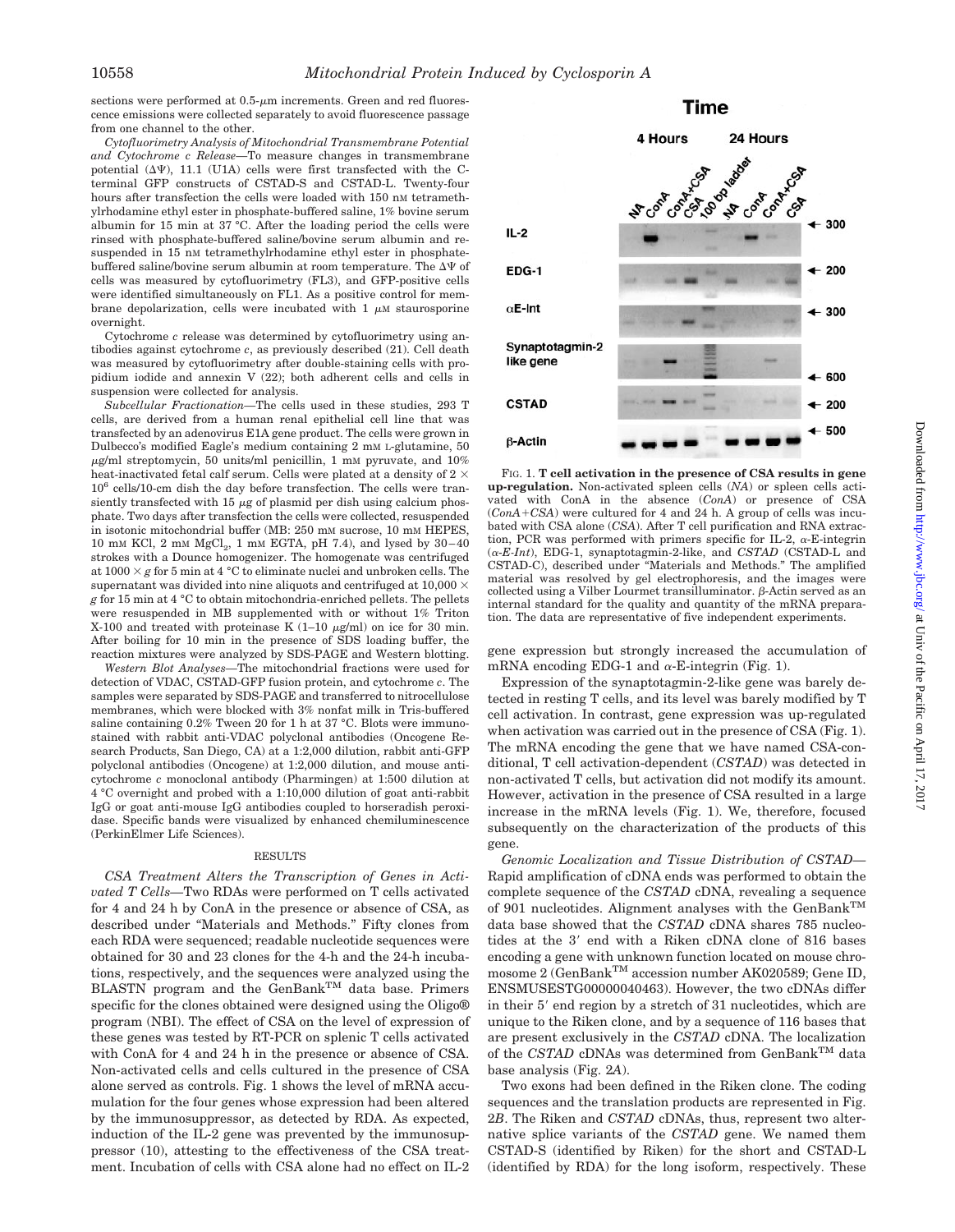sections were performed at 0.5-μm increments. Green and red fluorescence emissions were collected separately to avoid fluorescence passage from one channel to the other.

*Cytofluorimetry Analysis of Mitochondrial Transmembrane Potential and Cytochrome c Release*—To measure changes in transmembrane potential (ΔΨ), 11.1 (U1A) cells were first transfected with the C-terminal GFP constructs of CSTAD-S and CSTAD-L. Twenty-four hours after transfection the cells were loaded with 150 nM tetramethylrhodamine ethyl ester in phosphate-buffered saline, 1% bovine serum albumin for 15 min at 37 °C. After the loading period the cells were rinsed with phosphate-buffered saline/bovine serum albumin and resuspended in 15 nM tetramethylrhodamine ethyl ester in phosphate-buffered saline/bovine serum albumin at room temperature. The ΔΨ of cells was measured by cytofluorimetry (FL3), and GFP-positive cells were identified simultaneously on FL1. As a positive control for membrane depolarization, cells were incubated with 1 μM staurosporine overnight.

Cytochrome *c* release was determined by cytofluorimetry using antibodies against cytochrome *c*, as previously described (21). Cell death was measured by cytofluorimetry after double-staining cells with propidium iodide and annexin V (22); both adherent cells and cells in suspension were collected for analysis.

*Subcellular Fractionation*—The cells used in these studies, 293 T cells, are derived from a human renal epithelial cell line that was transfected by an adenovirus E1A gene product. The cells were grown in Dulbecco's modified Eagle's medium containing 2 mM L-glutamine, 50 μg/ml streptomycin, 50 units/ml penicillin, 1 mM pyruvate, and 10% heat-inactivated fetal calf serum. Cells were plated at a density of $2 \times 10^6$ cells/10-cm dish the day before transfection. The cells were transiently transfected with 15 μg of plasmid per dish using calcium phosphate. Two days after transfection the cells were collected, resuspended in isotonic mitochondrial buffer (MB: 250 mM sucrose, 10 mM HEPES, 10 mM KCl, 2 mM $MgCl_2$, 1 mM EGTA, pH 7.4), and lysed by 30–40 strokes with a Dounce homogenizer. The homogenate was centrifuged at $1000 \times g$ for 5 min at 4 °C to eliminate nuclei and unbroken cells. The supernatant was divided into nine aliquots and centrifuged at $10,000 \times g$ for 15 min at 4 °C to obtain mitochondria-enriched pellets. The pellets were resuspended in MB supplemented with or without 1% Triton X-100 and treated with proteinase K (1–10 μg/ml) on ice for 30 min. After boiling for 10 min in the presence of SDS loading buffer, the reaction mixtures were analyzed by SDS-PAGE and Western blotting.

*Western Blot Analyses*—The mitochondrial fractions were used for detection of VDAC, CSTAD-GFP fusion protein, and cytochrome *c*. The samples were separated by SDS-PAGE and transferred to nitrocellulose membranes, which were blocked with 3% nonfat milk in Tris-buffered saline containing 0.2% Tween 20 for 1 h at 37 °C. Blots were immunostained with rabbit anti-VDAC polyclonal antibodies (Oncogene Research Products, San Diego, CA) at a 1:2,000 dilution, rabbit anti-GFP polyclonal antibodies (Oncogene) at 1:2,000 dilution, and mouse anti-cytochrome *c* monoclonal antibody (Pharmingen) at 1:500 dilution at 4 °C overnight and probed with a 1:10,000 dilution of goat anti-rabbit IgG or goat anti-mouse IgG antibodies coupled to horseradish peroxidase. Specific bands were visualized by enhanced chemiluminescence (PerkinElmer Life Sciences).

## RESULTS

*CSA Treatment Alters the Transcription of Genes in Activated T Cells*—Two RDAs were performed on T cells activated for 4 and 24 h by ConA in the presence or absence of CSA, as described under "Materials and Methods." Fifty clones from each RDA were sequenced; readable nucleotide sequences were obtained for 30 and 23 clones for the 4-h and the 24-h incubations, respectively, and the sequences were analyzed using the BLASTN program and the GenBank™ data base. Primers specific for the clones obtained were designed using the Oligo® program (NBI). The effect of CSA on the level of expression of these genes was tested by RT-PCR on splenic T cells activated with ConA for 4 and 24 h in the presence or absence of CSA. Non-activated cells and cells cultured in the presence of CSA alone served as controls. Fig. 1 shows the level of mRNA accumulation for the four genes whose expression had been altered by the immunosuppressor, as detected by RDA. As expected, induction of the IL-2 gene was prevented by the immunosuppressor (10), attesting to the effectiveness of the CSA treatment. Incubation of cells with CSA alone had no effect on IL-2

FIG. 1. **T cell activation in the presence of CSA results in gene up-regulation.** Non-activated spleen cells (*NA*) or spleen cells activated with ConA in the absence (*ConA*) or presence of CSA (*ConA+CSA*) were cultured for 4 and 24 h. A group of cells was incubated with CSA alone (*CSA*). After T cell purification and RNA extraction, PCR was performed with primers specific for IL-2, α-E-integrin (*α-E-Int*), EDG-1, synaptotagmin-2-like, and *CSTAD* (CSTAD-L and CSTAD-C), described under "Materials and Methods." The amplified material was resolved by gel electrophoresis, and the images were collected using a Vilber Lourmet transilluminator. β-Actin served as an internal standard for the quality and quantity of the mRNA preparation. The data are representative of five independent experiments.

gene expression but strongly increased the accumulation of mRNA encoding EDG-1 and α-E-integrin (Fig. 1).

Expression of the synaptotagmin-2-like gene was barely detected in resting T cells, and its level was barely modified by T cell activation. In contrast, gene expression was up-regulated when activation was carried out in the presence of CSA (Fig. 1). The mRNA encoding the gene that we have named CSA-conditional, T cell activation-dependent (*CSTAD*) was detected in non-activated T cells, but activation did not modify its amount. However, activation in the presence of CSA resulted in a large increase in the mRNA levels (Fig. 1). We, therefore, focused subsequently on the characterization of the products of this gene.

*Genomic Localization and Tissue Distribution of CSTAD*—Rapid amplification of cDNA ends was performed to obtain the complete sequence of the *CSTAD* cDNA, revealing a sequence of 901 nucleotides. Alignment analyses with the GenBank™ data base showed that the *CSTAD* cDNA shares 785 nucleotides at the 3′ end with a Riken cDNA clone of 816 bases encoding a gene with unknown function located on mouse chromosome 2 (GenBank™ accession number AK020589; Gene ID, ENSMUSESTG00000040463). However, the two cDNAs differ in their 5′ end region by a stretch of 31 nucleotides, which are unique to the Riken clone, and by a sequence of 116 bases that are present exclusively in the *CSTAD* cDNA. The localization of the *CSTAD* cDNAs was determined from GenBank™ data base analysis (Fig. 2*A*).

Two exons had been defined in the Riken clone. The coding sequences and the translation products are represented in Fig. 2*B*. The Riken and *CSTAD* cDNAs, thus, represent two alternative splice variants of the *CSTAD* gene. We named them CSTAD-S (identified by Riken) for the short and CSTAD-L (identified by RDA) for the long isoform, respectively. These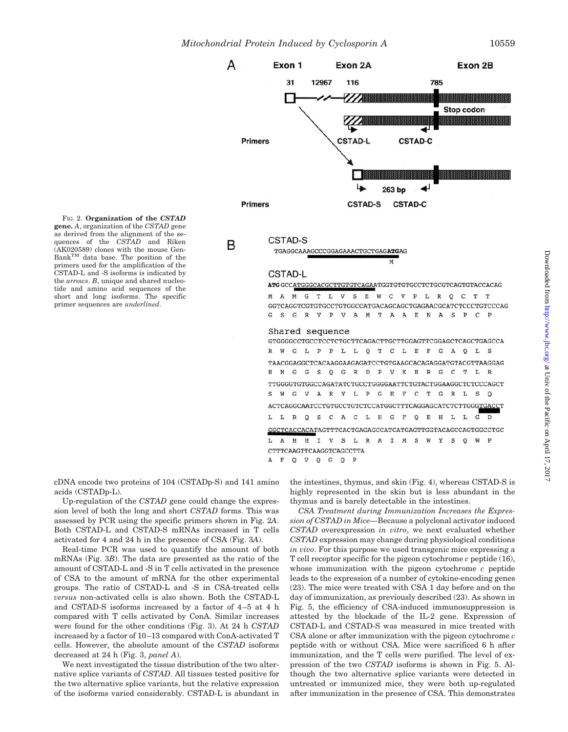A

Exon 1 — Exon 2A — Exon 2B

31 — 12967 — 116 — 785

Stop codon

Primers — CSTAD-L — CSTAD-C

263 bp

Primers — CSTAD-S — CSTAD-C

B

CSTAD-S

```
TGAGGCAAAGCCCGGAGAAACTGCTGAGATGAG
                            M
```

CSTAD-L

```
ATG GCCATGGGCACGCTTGTGTCAGAATGGTGTGTGCCTCTGCGTCAGTGTACCACAG
M  A  M  G  T  L  V  S  E  W  C  V  P  L  R  Q  C  T  T
GGTCAGGTCGTGTGCCTGTGGCCATGACAGCAGCTGAGAACGCATCTCCCTGTCCCAG
G  S  G  R  V  P  V  A  M  T  A  A  E  N  A  S  P  C  P
```

Shared sequence

```
GTGGGGCCTGCCTCCTCTGCTTCAGACTTGCTTGGAGTTCGGAGCTCAGCTGAGCCA
R  W  G  L  P  P  L  L  Q  T  C  L  E  F  G  A  Q  L  S
TAACGGAGGCTCACAAGGAAGAGATCCTGTGAAGCACAGAGGATGTACGTTAAGGAG
H  N  G  G  S  Q  G  R  D  P  V  K  H  R  G  C  T  L  R
TTGGGGTGTGGCCAGATATCTGCCTGGGGAATTCTGTACTGGAAGGCTCTCCCAGCT
S  W  G  V  A  R  Y  L  P  G  E  F  C  T  G  R  L  S  Q
ACTCAGGCAATCCTGTGCCTGTCTCCATGGCTTTCAGGAGCATCTCTTGGGTGACCT
L  L  R  Q  S  C  A  C  L  H  G  F  Q  E  H  L  L  G  D
GGCTCACCACATAGTTTCACTGAGAGCCATCATGAGTTGGTACAGCCAGTGGCCTGC
L  A  H  H  I  V  S  L  R  A  I  M  S  W  Y  S  Q  W  P
CTTTCAAGTTCAAGGTCAGCCTTA
A  F  Q  V  Q  G  Q  P
```

FIG. 2. **Organization of the *CSTAD* gene.** *A*, organization of the *CSTAD* gene as derived from the alignment of the sequences of the *CSTAD* and Riken (AK020589) clones with the mouse GenBank™ data base. The position of the primers used for the amplification of the CSTAD-L and -S isoforms is indicated by the *arrows*. *B*, unique and shared nucleotide and amino acid sequences of the short and long isoforms. The specific primer sequences are *underlined*.

cDNA encode two proteins of 104 (CSTADp-S) and 141 amino acids (CSTADp-L).

Up-regulation of the *CSTAD* gene could change the expression level of both the long and short *CSTAD* forms. This was assessed by PCR using the specific primers shown in Fig. 2*A*. Both CSTAD-L and CSTAD-S mRNAs increased in T cells activated for 4 and 24 h in the presence of CSA (Fig. 3*A*).

Real-time PCR was used to quantify the amount of both mRNAs (Fig. 3*B*). The data are presented as the ratio of the amount of CSTAD-L and -S in T cells activated in the presence of CSA to the amount of mRNA for the other experimental groups. The ratio of CSTAD-L and -S in CSA-treated cells *versus* non-activated cells is also shown. Both the CSTAD-L and CSTAD-S isoforms increased by a factor of 4–5 at 4 h compared with T cells activated by ConA. Similar increases were found for the other conditions (Fig. 3). At 24 h *CSTAD* increased by a factor of 10–13 compared with ConA-activated T cells. However, the absolute amount of the *CSTAD* isoforms decreased at 24 h (Fig. 3, *panel A*).

We next investigated the tissue distribution of the two alternative splice variants of *CSTAD*. All tissues tested positive for the two alternative splice variants, but the relative expression of the isoforms varied considerably. CSTAD-L is abundant in the intestines, thymus, and skin (Fig. 4), whereas CSTAD-S is highly represented in the skin but is less abundant in the thymus and is barely detectable in the intestines.

*CSA Treatment during Immunization Increases the Expression of CSTAD in Mice*—Because a polyclonal activator induced *CSTAD* overexpression *in vitro*, we next evaluated whether *CSTAD* expression may change during physiological conditions *in vivo*. For this purpose we used transgenic mice expressing a T cell receptor specific for the pigeon cytochrome *c* peptide (16), whose immunization with the pigeon cytochrome *c* peptide leads to the expression of a number of cytokine-encoding genes (23). The mice were treated with CSA 1 day before and on the day of immunization, as previously described (23). As shown in Fig. 5, the efficiency of CSA-induced immunosuppression is attested by the blockade of the IL-2 gene. Expression of CSTAD-L and CSTAD-S was measured in mice treated with CSA alone or after immunization with the pigeon cytochrome *c* peptide with or without CSA. Mice were sacrificed 6 h after immunization, and the T cells were purified. The level of expression of the two *CSTAD* isoforms is shown in Fig. 5. Although the two alternative splice variants were detected in untreated or immunized mice, they were both up-regulated after immunization in the presence of CSA. This demonstrates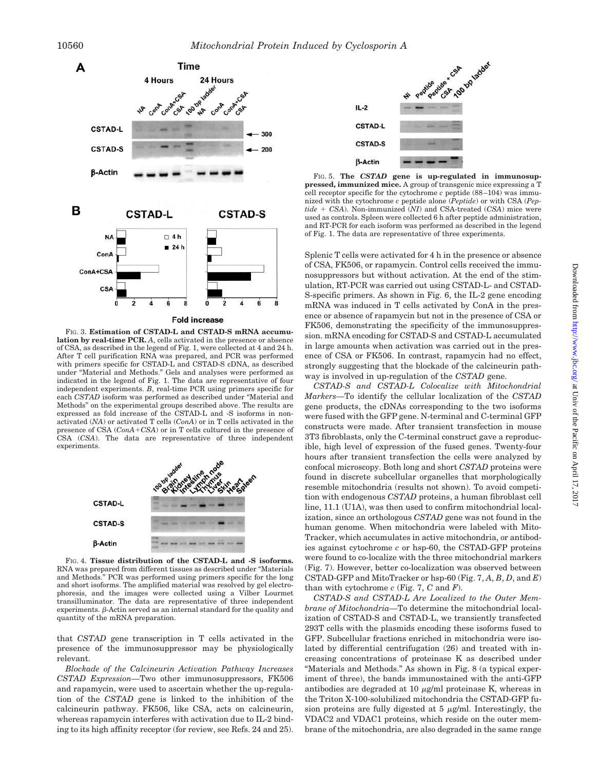FIG. 3. **Estimation of CSTAD-L and CSTAD-S mRNA accumulation by real-time PCR.** *A*, cells activated in the presence or absence of CSA, as described in the legend of Fig. 1, were collected at 4 and 24 h. After T cell purification RNA was prepared, and PCR was performed with primers specific for CSTAD-L and CSTAD-S cDNA, as described under "Material and Methods." Gels and analyses were performed as indicated in the legend of Fig. 1. The data are representative of four independent experiments. *B*, real-time PCR using primers specific for each *CSTAD* isoform was performed as described under "Material and Methods" on the experimental groups described above. The results are expressed as fold increase of the CSTAD-L and -S isoforms in non-activated (*NA*) or activated T cells (*ConA*) or in T cells activated in the presence of CSA (*ConA+CSA*) or in T cells cultured in the presence of CSA (*CSA*). The data are representative of three independent experiments.

FIG. 4. **Tissue distribution of the CSTAD-L and -S isoforms.** RNA was prepared from different tissues as described under "Materials and Methods." PCR was performed using primers specific for the long and short isoforms. The amplified material was resolved by gel electrophoresis, and the images were collected using a Vilber Lourmet transilluminator. The data are representative of three independent experiments. β-Actin served as an internal standard for the quality and quantity of the mRNA preparation.

that *CSTAD* gene transcription in T cells activated in the presence of the immunosuppressor may be physiologically relevant.

*Blockade of the Calcineurin Activation Pathway Increases CSTAD Expression*—Two other immunosuppressors, FK506 and rapamycin, were used to ascertain whether the up-regulation of the *CSTAD* gene is linked to the inhibition of the calcineurin pathway. FK506, like CSA, acts on calcineurin, whereas rapamycin interferes with activation due to IL-2 binding to its high affinity receptor (for review, see Refs. 24 and 25).

FIG. 5. **The *CSTAD* gene is up-regulated in immunosuppressed, immunized mice.** A group of transgenic mice expressing a T cell receptor specific for the cytochrome *c* peptide (88–104) was immunized with the cytochrome *c* peptide alone (*Peptide*) or with CSA (*Peptide + CSA*). Non-immunized (*NI*) and CSA-treated (*CSA*) mice were used as controls. Spleen were collected 6 h after peptide administration, and RT-PCR for each isoform was performed as described in the legend of Fig. 1. The data are representative of three experiments.

Splenic T cells were activated for 4 h in the presence or absence of CSA, FK506, or rapamycin. Control cells received the immunosuppressors but without activation. At the end of the stimulation, RT-PCR was carried out using CSTAD-L- and CSTAD-S-specific primers. As shown in Fig. 6, the IL-2 gene encoding mRNA was induced in T cells activated by ConA in the presence or absence of rapamycin but not in the presence of CSA or FK506, demonstrating the specificity of the immunosuppression. mRNA encoding for CSTAD-S and CSTAD-L accumulated in large amounts when activation was carried out in the presence of CSA or FK506. In contrast, rapamycin had no effect, strongly suggesting that the blockade of the calcineurin pathway is involved in up-regulation of the *CSTAD* gene.

*CSTAD-S and CSTAD-L Colocalize with Mitochondrial Markers*—To identify the cellular localization of the *CSTAD* gene products, the cDNAs corresponding to the two isoforms were fused with the GFP gene. N-terminal and C-terminal GFP constructs were made. After transient transfection in mouse 3T3 fibroblasts, only the C-terminal construct gave a reproducible, high level of expression of the fused genes. Twenty-four hours after transient transfection the cells were analyzed by confocal microscopy. Both long and short *CSTAD* proteins were found in discrete subcellular organelles that morphologically resemble mitochondria (results not shown). To avoid competition with endogenous *CSTAD* proteins, a human fibroblast cell line, 11.1 (U1A), was then used to confirm mitochondrial localization, since an orthologous *CSTAD* gene was not found in the human genome. When mitochondria were labeled with MitoTracker, which accumulates in active mitochondria, or antibodies against cytochrome *c* or hsp-60, the CSTAD-GFP proteins were found to co-localize with the three mitochondrial markers (Fig. 7). However, better co-localization was observed between CSTAD-GFP and MitoTracker or hsp-60 (Fig. 7, *A*, *B*, *D*, and *E*) than with cytochrome *c* (Fig. 7, *C* and *F*).

*CSTAD-S and CSTAD-L Are Localized to the Outer Membrane of Mitochondria*—To determine the mitochondrial localization of CSTAD-S and CSTAD-L, we transiently transfected 293T cells with the plasmids encoding these isoforms fused to GFP. Subcellular fractions enriched in mitochondria were isolated by differential centrifugation (26) and treated with increasing concentrations of proteinase K as described under "Materials and Methods." As shown in Fig. 8 (a typical experiment of three), the bands immunostained with the anti-GFP antibodies are degraded at 10 μg/ml proteinase K, whereas in the Triton X-100-solubilized mitochondria the CSTAD-GFP fusion proteins are fully digested at 5 μg/ml. Interestingly, the VDAC2 and VDAC1 proteins, which reside on the outer membrane of the mitochondria, are also degraded in the same range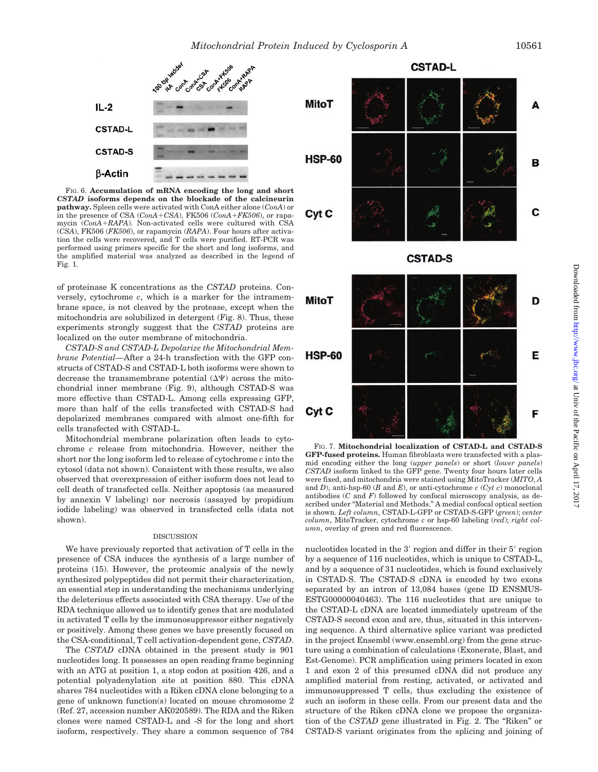FIG. 6. **Accumulation of mRNA encoding the long and short *CSTAD* isoforms depends on the blockade of the calcineurin pathway.** Spleen cells were activated with ConA either alone (*ConA*) or in the presence of CSA (*ConA+CSA*), FK506 (*ConA+FK506*), or rapamycin (*ConA+RAPA*). Non-activated cells were cultured with CSA (*CSA*), FK506 (*FK506*), or rapamycin (*RAPA*). Four hours after activation the cells were recovered, and T cells were purified. RT-PCR was performed using primers specific for the short and long isoforms, and the amplified material was analyzed as described in the legend of Fig. 1.

FIG. 7. **Mitochondrial localization of CSTAD-L and CSTAD-S GFP-fused proteins.** Human fibroblasts were transfected with a plasmid encoding either the long (*upper panels*) or short (*lower panels*) *CSTAD* isoform linked to the GFP gene. Twenty four hours later cells were fixed, and mitochondria were stained using MitoTracker (*MITO*, *A* and *D*), anti-hsp-60 (*B* and *E*), or anti-cytochrome *c* (*Cyt c*) monoclonal antibodies (*C* and *F*) followed by confocal microscopy analysis, as described under "Material and Methods." A medial confocal optical section is shown. *Left column*, CSTAD-L-GFP or CSTAD-S-GFP (*green*); *center column*, MitoTracker, cytochrome *c* or hsp-60 labeling (*red*); *right column*, overlay of green and red fluorescence.

of proteinase K concentrations as the *CSTAD* proteins. Conversely, cytochrome *c*, which is a marker for the intramembrane space, is not cleaved by the protease, except when the mitochondria are solubilized in detergent (Fig. 8). Thus, these experiments strongly suggest that the *CSTAD* proteins are localized on the outer membrane of mitochondria.

*CSTAD-S and CSTAD-L Depolarize the Mitochondrial Membrane Potential*—After a 24-h transfection with the GFP constructs of CSTAD-S and CSTAD-L both isoforms were shown to decrease the transmembrane potential ($\Delta\Psi$) across the mitochondrial inner membrane (Fig. 9), although CSTAD-S was more effective than CSTAD-L. Among cells expressing GFP, more than half of the cells transfected with CSTAD-S had depolarized membranes compared with almost one-fifth for cells transfected with CSTAD-L.

Mitochondrial membrane polarization often leads to cytochrome *c* release from mitochondria. However, neither the short nor the long isoform led to release of cytochrome *c* into the cytosol (data not shown). Consistent with these results, we also observed that overexpression of either isoform does not lead to cell death of transfected cells. Neither apoptosis (as measured by annexin V labeling) nor necrosis (assayed by propidium iodide labeling) was observed in transfected cells (data not shown).

## DISCUSSION

We have previously reported that activation of T cells in the presence of CSA induces the synthesis of a large number of proteins (15). However, the proteomic analysis of the newly synthesized polypeptides did not permit their characterization, an essential step in understanding the mechanisms underlying the deleterious effects associated with CSA therapy. Use of the RDA technique allowed us to identify genes that are modulated in activated T cells by the immunosuppressor either negatively or positively. Among these genes we have presently focused on the CSA-conditional, T cell activation-dependent gene, *CSTAD*.

The *CSTAD* cDNA obtained in the present study is 901 nucleotides long. It possesses an open reading frame beginning with an ATG at position 1, a stop codon at position 426, and a potential polyadenylation site at position 880. This cDNA shares 784 nucleotides with a Riken cDNA clone belonging to a gene of unknown function(s) located on mouse chromosome 2 (Ref. 27, accession number AK020589). The RDA and the Riken clones were named CSTAD-L and -S for the long and short isoform, respectively. They share a common sequence of 784 nucleotides located in the 3′ region and differ in their 5′ region by a sequence of 116 nucleotides, which is unique to CSTAD-L, and by a sequence of 31 nucleotides, which is found exclusively in CSTAD-S. The CSTAD-S cDNA is encoded by two exons separated by an intron of 13,084 bases (gene ID ENSMUSESTG00000040463). The 116 nucleotides that are unique to the CSTAD-L cDNA are located immediately upstream of the CSTAD-S second exon and are, thus, situated in this intervening sequence. A third alternative splice variant was predicted in the project Ensembl (www.ensembl.org) from the gene structure using a combination of calculations (Exonerate, Blast, and Est-Genome). PCR amplification using primers located in exon 1 and exon 2 of this presumed cDNA did not produce any amplified material from resting, activated, or activated and immunosuppressed T cells, thus excluding the existence of such an isoform in these cells. From our present data and the structure of the Riken cDNA clone we propose the organization of the *CSTAD* gene illustrated in Fig. 2. The "Riken" or CSTAD-S variant originates from the splicing and joining of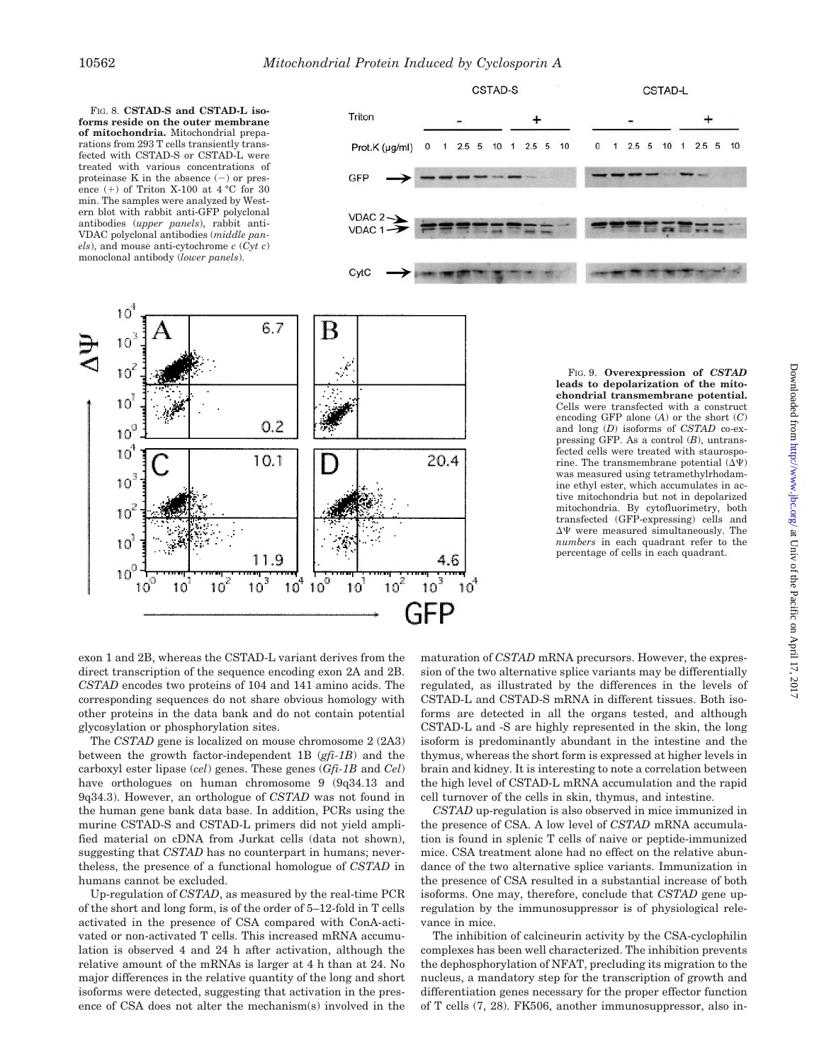FIG. 8. **CSTAD-S and CSTAD-L isoforms reside on the outer membrane of mitochondria.** Mitochondrial preparations from 293 T cells transiently transfected with CSTAD-S or CSTAD-L were treated with various concentrations of proteinase K in the absence (−) or presence (+) of Triton X-100 at 4 °C for 30 min. The samples were analyzed by Western blot with rabbit anti-GFP polyclonal antibodies (*upper panels*), rabbit anti-VDAC polyclonal antibodies (*middle panels*), and mouse anti-cytochrome *c* (*Cyt c*) monoclonal antibody (*lower panels*).

FIG. 9. **Overexpression of *CSTAD* leads to depolarization of the mitochondrial transmembrane potential.** Cells were transfected with a construct encoding GFP alone (*A*) or the short (*C*) and long (*D*) isoforms of *CSTAD* co-expressing GFP. As a control (*B*), untransfected cells were treated with staurosporine. The transmembrane potential (ΔΨ) was measured using tetramethylrhodamine ethyl ester, which accumulates in active mitochondria but not in depolarized mitochondria. By cytofluorimetry, both transfected (GFP-expressing) cells and ΔΨ were measured simultaneously. The *numbers* in each quadrant refer to the percentage of cells in each quadrant.

exon 1 and 2B, whereas the CSTAD-L variant derives from the direct transcription of the sequence encoding exon 2A and 2B. *CSTAD* encodes two proteins of 104 and 141 amino acids. The corresponding sequences do not share obvious homology with other proteins in the data bank and do not contain potential glycosylation or phosphorylation sites.

The *CSTAD* gene is localized on mouse chromosome 2 (2A3) between the growth factor-independent 1B (*gfi-1B*) and the carboxyl ester lipase (*cel*) genes. These genes (*Gfi-1B* and *Cel*) have orthologues on human chromosome 9 (9q34.13 and 9q34.3). However, an orthologue of *CSTAD* was not found in the human gene bank data base. In addition, PCRs using the murine CSTAD-S and CSTAD-L primers did not yield amplified material on cDNA from Jurkat cells (data not shown), suggesting that *CSTAD* has no counterpart in humans; nevertheless, the presence of a functional homologue of *CSTAD* in humans cannot be excluded.

Up-regulation of *CSTAD*, as measured by the real-time PCR of the short and long form, is of the order of 5–12-fold in T cells activated in the presence of CSA compared with ConA-activated or non-activated T cells. This increased mRNA accumulation is observed 4 and 24 h after activation, although the relative amount of the mRNAs is larger at 4 h than at 24. No major differences in the relative quantity of the long and short isoforms were detected, suggesting that activation in the presence of CSA does not alter the mechanism(s) involved in the maturation of *CSTAD* mRNA precursors. However, the expression of the two alternative splice variants may be differentially regulated, as illustrated by the differences in the levels of CSTAD-L and CSTAD-S mRNA in different tissues. Both isoforms are detected in all the organs tested, and although CSTAD-L and -S are highly represented in the skin, the long isoform is predominantly abundant in the intestine and the thymus, whereas the short form is expressed at higher levels in brain and kidney. It is interesting to note a correlation between the high level of CSTAD-L mRNA accumulation and the rapid cell turnover of the cells in skin, thymus, and intestine.

*CSTAD* up-regulation is also observed in mice immunized in the presence of CSA. A low level of *CSTAD* mRNA accumulation is found in splenic T cells of naive or peptide-immunized mice. CSA treatment alone had no effect on the relative abundance of the two alternative splice variants. Immunization in the presence of CSA resulted in a substantial increase of both isoforms. One may, therefore, conclude that *CSTAD* gene up-regulation by the immunosuppressor is of physiological relevance in mice.

The inhibition of calcineurin activity by the CSA-cyclophilin complexes has been well characterized. The inhibition prevents the dephosphorylation of NFAT, precluding its migration to the nucleus, a mandatory step for the transcription of growth and differentiation genes necessary for the proper effector function of T cells (7, 28). FK506, another immunosuppressor, also in-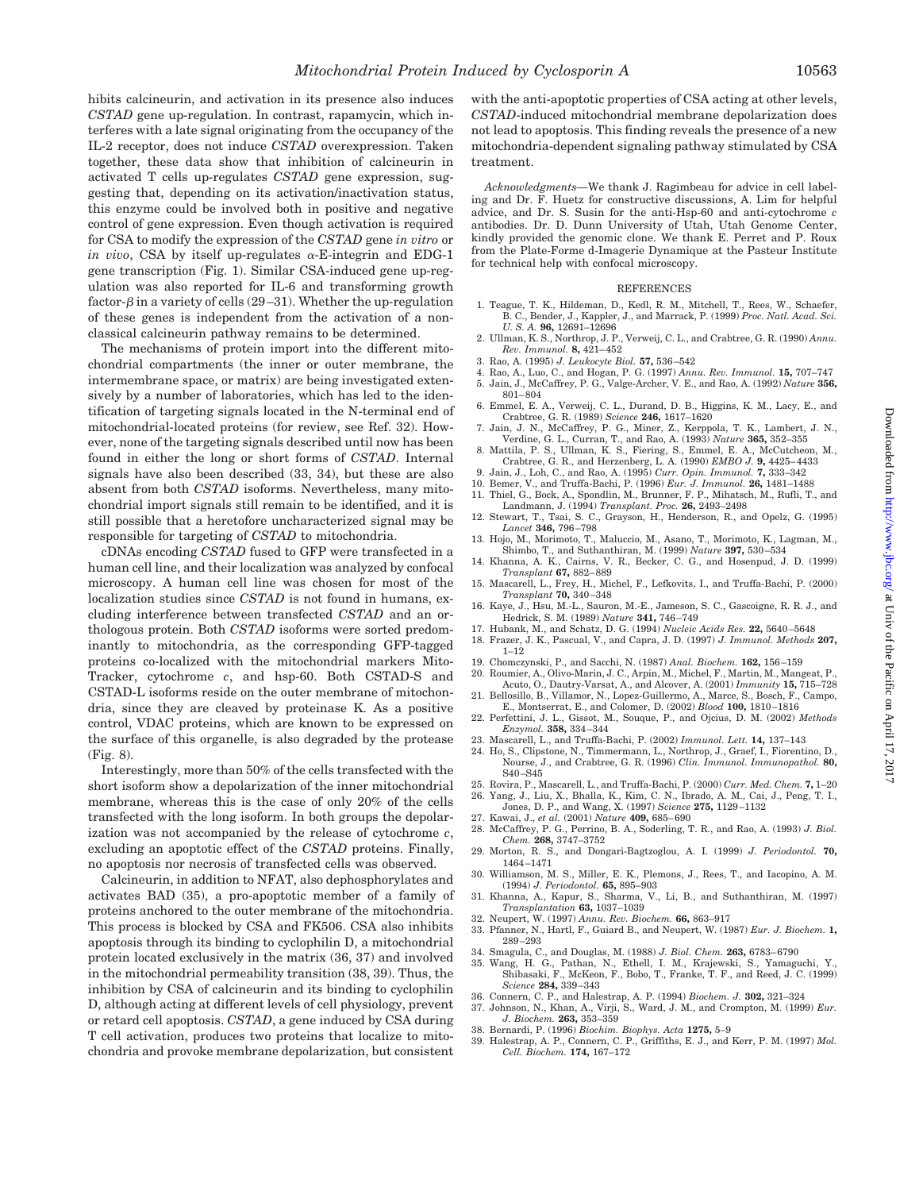hibits calcineurin, and activation in its presence also induces *CSTAD* gene up-regulation. In contrast, rapamycin, which interferes with a late signal originating from the occupancy of the IL-2 receptor, does not induce *CSTAD* overexpression. Taken together, these data show that inhibition of calcineurin in activated T cells up-regulates *CSTAD* gene expression, suggesting that, depending on its activation/inactivation status, this enzyme could be involved both in positive and negative control of gene expression. Even though activation is required for CSA to modify the expression of the *CSTAD* gene *in vitro* or *in vivo*, CSA by itself up-regulates α-E-integrin and EDG-1 gene transcription (Fig. 1). Similar CSA-induced gene up-regulation was also reported for IL-6 and transforming growth factor-β in a variety of cells (29–31). Whether the up-regulation of these genes is independent from the activation of a nonclassical calcineurin pathway remains to be determined.

The mechanisms of protein import into the different mitochondrial compartments (the inner or outer membrane, the intermembrane space, or matrix) are being investigated extensively by a number of laboratories, which has led to the identification of targeting signals located in the N-terminal end of mitochondrial-located proteins (for review, see Ref. 32). However, none of the targeting signals described until now has been found in either the long or short forms of *CSTAD*. Internal signals have also been described (33, 34), but these are also absent from both *CSTAD* isoforms. Nevertheless, many mitochondrial import signals still remain to be identified, and it is still possible that a heretofore uncharacterized signal may be responsible for targeting of *CSTAD* to mitochondria.

cDNAs encoding *CSTAD* fused to GFP were transfected in a human cell line, and their localization was analyzed by confocal microscopy. A human cell line was chosen for most of the localization studies since *CSTAD* is not found in humans, excluding interference between transfected *CSTAD* and an orthologous protein. Both *CSTAD* isoforms were sorted predominantly to mitochondria, as the corresponding GFP-tagged proteins co-localized with the mitochondrial markers MitoTracker, cytochrome *c*, and hsp-60. Both CSTAD-S and CSTAD-L isoforms reside on the outer membrane of mitochondria, since they are cleaved by proteinase K. As a positive control, VDAC proteins, which are known to be expressed on the surface of this organelle, is also degraded by the protease (Fig. 8).

Interestingly, more than 50% of the cells transfected with the short isoform show a depolarization of the inner mitochondrial membrane, whereas this is the case of only 20% of the cells transfected with the long isoform. In both groups the depolarization was not accompanied by the release of cytochrome *c*, excluding an apoptotic effect of the *CSTAD* proteins. Finally, no apoptosis nor necrosis of transfected cells was observed.

Calcineurin, in addition to NFAT, also dephosphorylates and activates BAD (35), a pro-apoptotic member of a family of proteins anchored to the outer membrane of the mitochondria. This process is blocked by CSA and FK506. CSA also inhibits apoptosis through its binding to cyclophilin D, a mitochondrial protein located exclusively in the matrix (36, 37) and involved in the mitochondrial permeability transition (38, 39). Thus, the inhibition by CSA of calcineurin and its binding to cyclophilin D, although acting at different levels of cell physiology, prevent or retard cell apoptosis. *CSTAD*, a gene induced by CSA during T cell activation, produces two proteins that localize to mitochondria and provoke membrane depolarization, but consistent with the anti-apoptotic properties of CSA acting at other levels, *CSTAD*-induced mitochondrial membrane depolarization does not lead to apoptosis. This finding reveals the presence of a new mitochondria-dependent signaling pathway stimulated by CSA treatment.

*Acknowledgments*—We thank J. Ragimbeau for advice in cell labeling and Dr. F. Huetz for constructive discussions, A. Lim for helpful advice, and Dr. S. Susin for the anti-Hsp-60 and anti-cytochrome *c* antibodies. Dr. D. Dunn University of Utah, Utah Genome Center, kindly provided the genomic clone. We thank E. Perret and P. Roux from the Plate-Forme d-Imagerie Dynamique at the Pasteur Institute for technical help with confocal microscopy.

## REFERENCES

1. Teague, T. K., Hildeman, D., Kedl, R. M., Mitchell, T., Rees, W., Schaefer, B. C., Bender, J., Kappler, J., and Marrack, P. (1999) *Proc. Natl. Acad. Sci. U. S. A.* **96,** 12691–12696
2. Ullman, K. S., Northrop, J. P., Verweij, C. L., and Crabtree, G. R. (1990) *Annu. Rev. Immunol.* **8,** 421–452
3. Rao, A. (1995) *J. Leukocyte Biol.* **57,** 536–542
4. Rao, A., Luo, C., and Hogan, P. G. (1997) *Annu. Rev. Immunol.* **15,** 707–747
5. Jain, J., McCaffrey, P. G., Valge-Archer, V. E., and Rao, A. (1992) *Nature* **356,** 801–804
6. Emmel, E. A., Verweij, C. L., Durand, D. B., Higgins, K. M., Lacy, E., and Crabtree, G. R. (1989) *Science* **246,** 1617–1620
7. Jain, J. N., McCaffrey, P. G., Miner, Z., Kerppola, T. K., Lambert, J. N., Verdine, G. L., Curran, T., and Rao, A. (1993) *Nature* **365,** 352–355
8. Mattila, P. S., Ullman, K. S., Fiering, S., Emmel, E. A., McCutcheon, M., Crabtree, G. R., and Herzenberg, L. A. (1990) *EMBO J.* **9,** 4425–4433
9. Jain, J., Loh, C., and Rao, A. (1995) *Curr. Opin. Immunol.* **7,** 333–342
10. Bemer, V., and Truffa-Bachi, P. (1996) *Eur. J. Immunol.* **26,** 1481–1488
11. Thiel, G., Bock, A., Spondlin, M., Brunner, F. P., Mihatsch, M., Rufli, T., and Landmann, J. (1994) *Transplant. Proc.* **26,** 2493–2498
12. Stewart, T., Tsai, S. C., Grayson, H., Henderson, R., and Opelz, G. (1995) *Lancet* **346,** 796–798
13. Hojo, M., Morimoto, T., Maluccio, M., Asano, T., Morimoto, K., Lagman, M., Shimbo, T., and Suthanthiran, M. (1999) *Nature* **397,** 530–534
14. Khanna, A. K., Cairns, V. R., Becker, C. G., and Hosenpud, J. D. (1999) *Transplant* **67,** 882–889
15. Mascarell, L., Frey, H., Michel, F., Lefkovits, I., and Truffa-Bachi, P. (2000) *Transplant* **70,** 340–348
16. Kaye, J., Hsu, M.-L., Sauron, M.-E., Jameson, S. C., Gascoigne, R. R. J., and Hedrick, S. M. (1989) *Nature* **341,** 746–749
17. Hubank, M., and Schatz, D. G. (1994) *Nucleic Acids Res.* **22,** 5640–5648
18. Frazer, J. K., Pascual, V., and Capra, J. D. (1997) *J. Immunol. Methods* **207,** 1–12
19. Chomczynski, P., and Sacchi, N. (1987) *Anal. Biochem.* **162,** 156–159
20. Roumier, A., Olivo-Marin, J. C., Arpin, M., Michel, F., Martin, M., Mangeat, P., Acuto, O., Dautry-Varsat, A., and Alcover, A. (2001) *Immunity* **15,** 715–728
21. Bellosillo, B., Villamor, N., Lopez-Guillermo, A., Marce, S., Bosch, F., Campo, E., Montserrat, E., and Colomer, D. (2002) *Blood* **100,** 1810–1816
22. Perfettini, J. L., Gissot, M., Souque, P., and Ojcius, D. M. (2002) *Methods Enzymol.* **358,** 334–344
23. Mascarell, L., and Truffa-Bachi, P. (2002) *Immunol. Lett.* **14,** 137–143
24. Ho, S., Clipstone, N., Timmermann, L., Northrop, J., Graef, I., Fiorentino, D., Nourse, J., and Crabtree, G. R. (1996) *Clin. Immunol. Immunopathol.* **80,** S40–S45
25. Rovira, P., Mascarell, L., and Truffa-Bachi, P. (2000) *Curr. Med. Chem.* **7,** 1–20
26. Yang, J., Liu, X., Bhalla, K., Kim, C. N., Ibrado, A. M., Cai, J., Peng, T. I., Jones, D. P., and Wang, X. (1997) *Science* **275,** 1129–1132
27. Kawai, J., *et al.* (2001) *Nature* **409,** 685–690
28. McCaffrey, P. G., Perrino, B. A., Soderling, T. R., and Rao, A. (1993) *J. Biol. Chem.* **268,** 3747–3752
29. Morton, R. S., and Dongari-Bagtzoglou, A. I. (1999) *J. Periodontol.* **70,** 1464–1471
30. Williamson, M. S., Miller, E. K., Plemons, J., Rees, T., and Iacopino, A. M. (1994) *J. Periodontol.* **65,** 895–903
31. Khanna, A., Kapur, S., Sharma, V., Li, B., and Suthanthiran, M. (1997) *Transplantation* **63,** 1037–1039
32. Neupert, W. (1997) *Annu. Rev. Biochem.* **66,** 863–917
33. Pfanner, N., Hartl, F., Guiard B., and Neupert, W. (1987) *Eur. J. Biochem.* **1,** 289–293
34. Smagula, C., and Douglas, M. (1988) *J. Biol. Chem.* **263,** 6783–6790
35. Wang, H. G., Pathan, N., Ethell, I. M., Krajewski, S., Yamaguchi, Y., Shibasaki, F., McKeon, F., Bobo, T., Franke, T. F., and Reed, J. C. (1999) *Science* **284,** 339–343
36. Connern, C. P., and Halestrap, A. P. (1994) *Biochem. J.* **302,** 321–324
37. Johnson, N., Khan, A., Virji, S., Ward, J. M., and Crompton, M. (1999) *Eur. J. Biochem.* **263,** 353–359
38. Bernardi, P. (1996) *Biochim. Biophys. Acta* **1275,** 5–9
39. Halestrap, A. P., Connern, C. P., Griffiths, E. J., and Kerr, P. M. (1997) *Mol. Cell. Biochem.* **174,** 167–172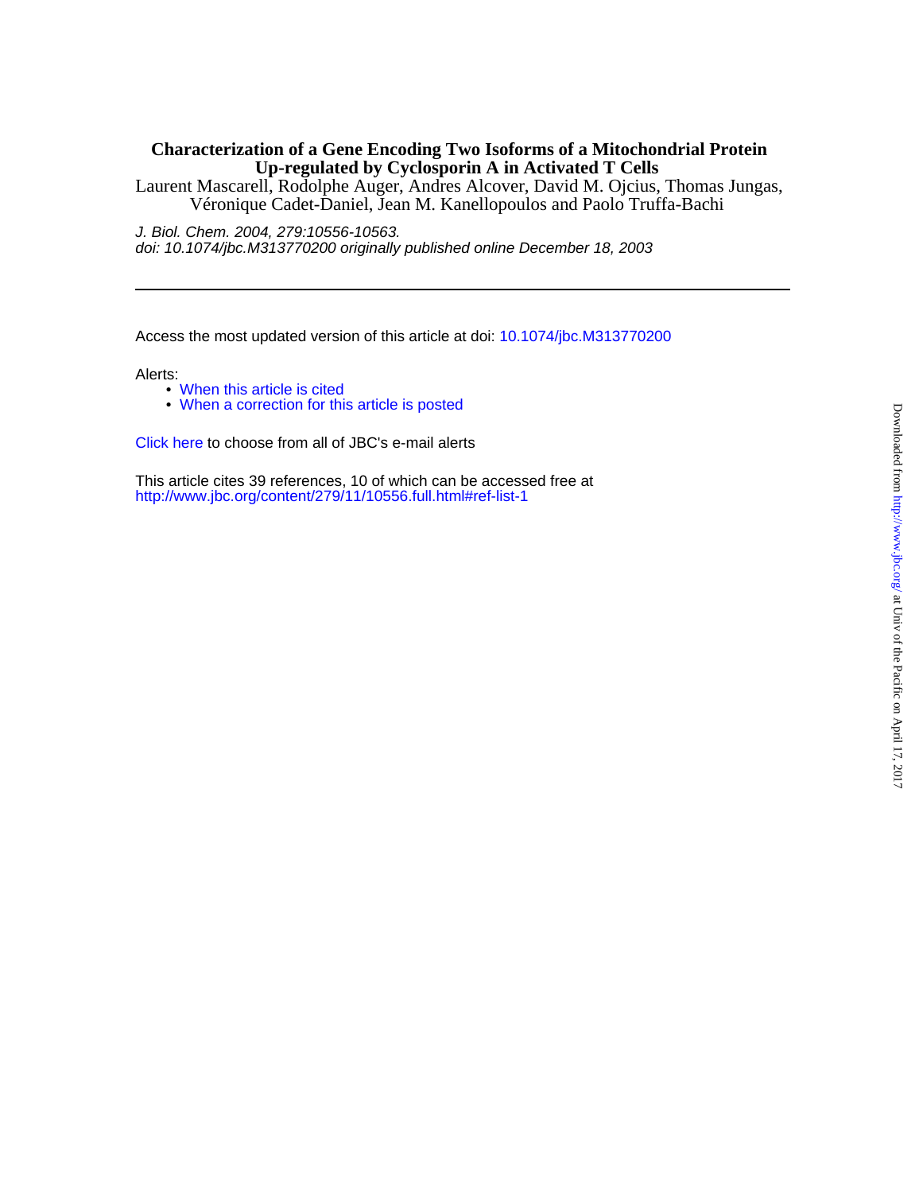# Characterization of a Gene Encoding Two Isoforms of a Mitochondrial Protein Up-regulated by Cyclosporin A in Activated T Cells

Laurent Mascarell, Rodolphe Auger, Andres Alcover, David M. Ojcius, Thomas Jungas, Véronique Cadet-Daniel, Jean M. Kanellopoulos and Paolo Truffa-Bachi

*J. Biol. Chem. 2004, 279:10556-10563.*
*doi: 10.1074/jbc.M313770200 originally published online December 18, 2003*

---

Access the most updated version of this article at doi: 10.1074/jbc.M313770200

Alerts:

- When this article is cited
- When a correction for this article is posted

Click here to choose from all of JBC's e-mail alerts

This article cites 39 references, 10 of which can be accessed free at http://www.jbc.org/content/279/11/10556.full.html#ref-list-1

Downloaded from http://www.jbc.org/ at Univ of the Pacific on April 17, 2017